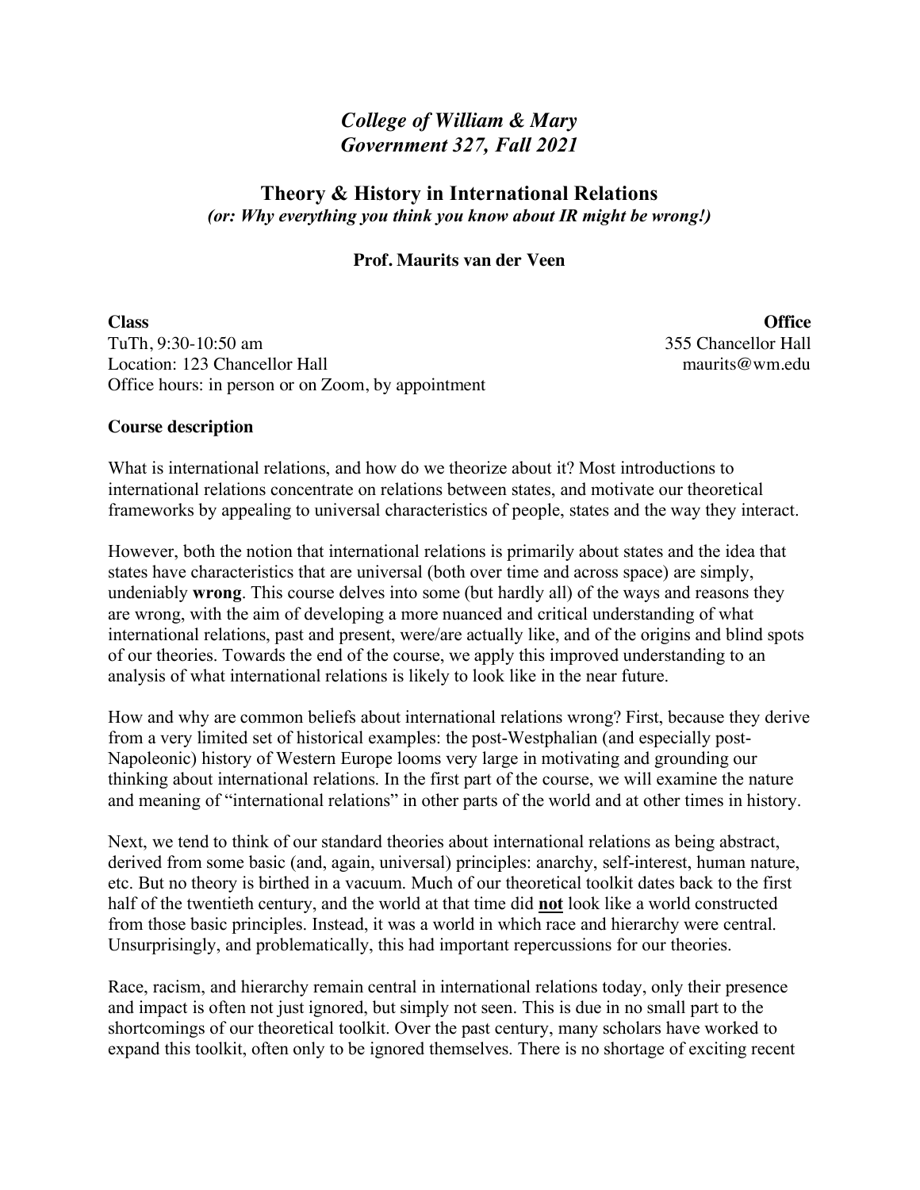*College of William & Mary*
*Government 327, Fall 2021*

# Theory & History in International Relations

***(or: Why everything you think you know about IR might be wrong!)***

**Prof. Maurits van der Veen**

**Class**
TuTh, 9:30-10:50 am
Location: 123 Chancellor Hall
Office hours: in person or on Zoom, by appointment

**Office**
355 Chancellor Hall
maurits@wm.edu

## Course description

What is international relations, and how do we theorize about it? Most introductions to international relations concentrate on relations between states, and motivate our theoretical frameworks by appealing to universal characteristics of people, states and the way they interact.

However, both the notion that international relations is primarily about states and the idea that states have characteristics that are universal (both over time and across space) are simply, undeniably **wrong**. This course delves into some (but hardly all) of the ways and reasons they are wrong, with the aim of developing a more nuanced and critical understanding of what international relations, past and present, were/are actually like, and of the origins and blind spots of our theories. Towards the end of the course, we apply this improved understanding to an analysis of what international relations is likely to look like in the near future.

How and why are common beliefs about international relations wrong? First, because they derive from a very limited set of historical examples: the post-Westphalian (and especially post-Napoleonic) history of Western Europe looms very large in motivating and grounding our thinking about international relations. In the first part of the course, we will examine the nature and meaning of "international relations" in other parts of the world and at other times in history.

Next, we tend to think of our standard theories about international relations as being abstract, derived from some basic (and, again, universal) principles: anarchy, self-interest, human nature, etc. But no theory is birthed in a vacuum. Much of our theoretical toolkit dates back to the first half of the twentieth century, and the world at that time did **not** look like a world constructed from those basic principles. Instead, it was a world in which race and hierarchy were central. Unsurprisingly, and problematically, this had important repercussions for our theories.

Race, racism, and hierarchy remain central in international relations today, only their presence and impact is often not just ignored, but simply not seen. This is due in no small part to the shortcomings of our theoretical toolkit. Over the past century, many scholars have worked to expand this toolkit, often only to be ignored themselves. There is no shortage of exciting recent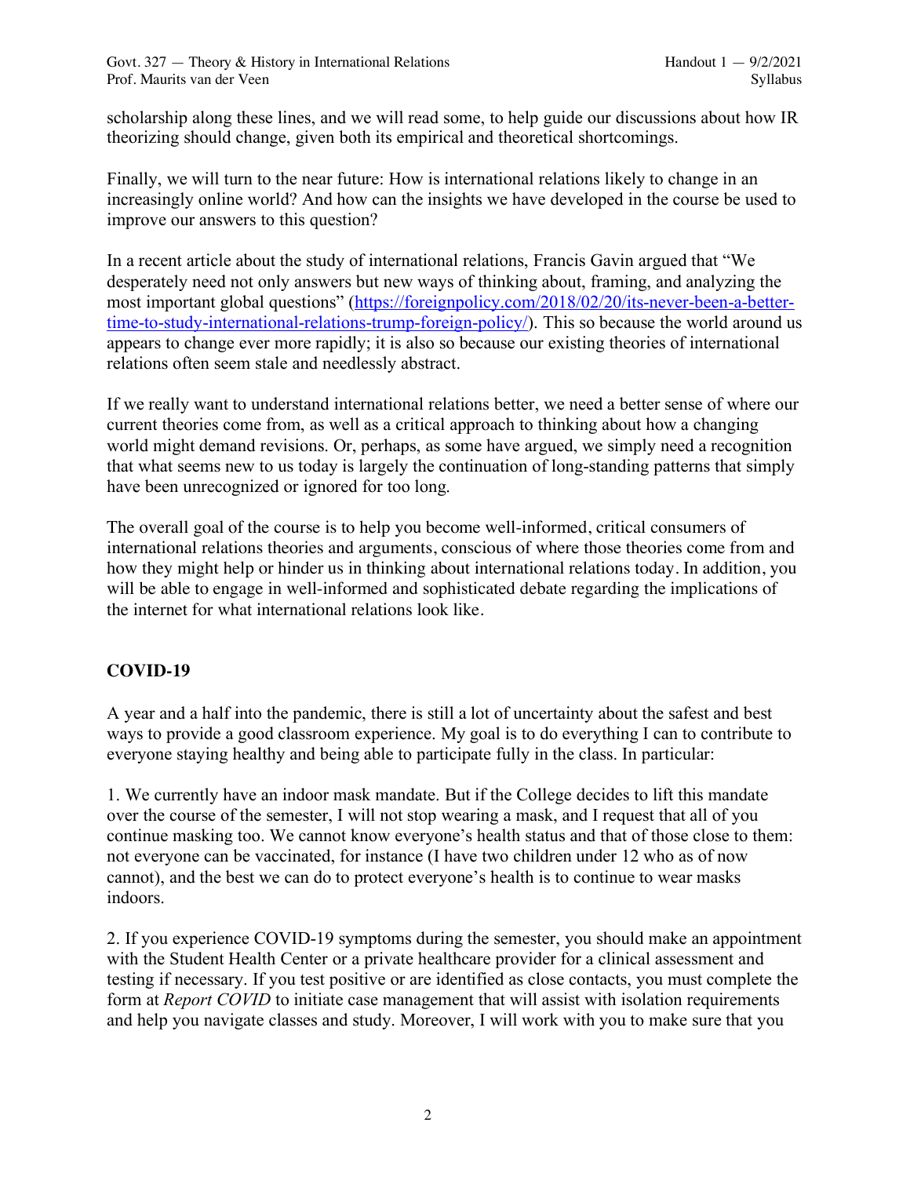scholarship along these lines, and we will read some, to help guide our discussions about how IR theorizing should change, given both its empirical and theoretical shortcomings.

Finally, we will turn to the near future: How is international relations likely to change in an increasingly online world? And how can the insights we have developed in the course be used to improve our answers to this question?

In a recent article about the study of international relations, Francis Gavin argued that "We desperately need not only answers but new ways of thinking about, framing, and analyzing the most important global questions" (https://foreignpolicy.com/2018/02/20/its-never-been-a-better-time-to-study-international-relations-trump-foreign-policy/). This so because the world around us appears to change ever more rapidly; it is also so because our existing theories of international relations often seem stale and needlessly abstract.

If we really want to understand international relations better, we need a better sense of where our current theories come from, as well as a critical approach to thinking about how a changing world might demand revisions. Or, perhaps, as some have argued, we simply need a recognition that what seems new to us today is largely the continuation of long-standing patterns that simply have been unrecognized or ignored for too long.

The overall goal of the course is to help you become well-informed, critical consumers of international relations theories and arguments, conscious of where those theories come from and how they might help or hinder us in thinking about international relations today. In addition, you will be able to engage in well-informed and sophisticated debate regarding the implications of the internet for what international relations look like.

## COVID-19

A year and a half into the pandemic, there is still a lot of uncertainty about the safest and best ways to provide a good classroom experience. My goal is to do everything I can to contribute to everyone staying healthy and being able to participate fully in the class. In particular:

1. We currently have an indoor mask mandate. But if the College decides to lift this mandate over the course of the semester, I will not stop wearing a mask, and I request that all of you continue masking too. We cannot know everyone's health status and that of those close to them: not everyone can be vaccinated, for instance (I have two children under 12 who as of now cannot), and the best we can do to protect everyone's health is to continue to wear masks indoors.

2. If you experience COVID-19 symptoms during the semester, you should make an appointment with the Student Health Center or a private healthcare provider for a clinical assessment and testing if necessary. If you test positive or are identified as close contacts, you must complete the form at *Report COVID* to initiate case management that will assist with isolation requirements and help you navigate classes and study. Moreover, I will work with you to make sure that you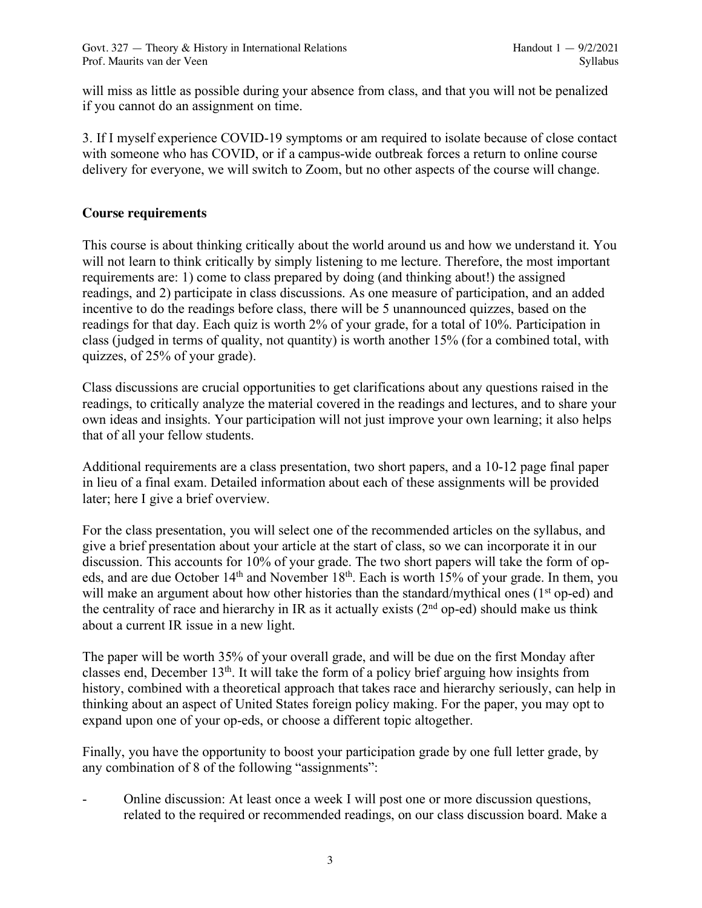will miss as little as possible during your absence from class, and that you will not be penalized if you cannot do an assignment on time.

3. If I myself experience COVID-19 symptoms or am required to isolate because of close contact with someone who has COVID, or if a campus-wide outbreak forces a return to online course delivery for everyone, we will switch to Zoom, but no other aspects of the course will change.

## Course requirements

This course is about thinking critically about the world around us and how we understand it. You will not learn to think critically by simply listening to me lecture. Therefore, the most important requirements are: 1) come to class prepared by doing (and thinking about!) the assigned readings, and 2) participate in class discussions. As one measure of participation, and an added incentive to do the readings before class, there will be 5 unannounced quizzes, based on the readings for that day. Each quiz is worth 2% of your grade, for a total of 10%. Participation in class (judged in terms of quality, not quantity) is worth another 15% (for a combined total, with quizzes, of 25% of your grade).

Class discussions are crucial opportunities to get clarifications about any questions raised in the readings, to critically analyze the material covered in the readings and lectures, and to share your own ideas and insights. Your participation will not just improve your own learning; it also helps that of all your fellow students.

Additional requirements are a class presentation, two short papers, and a 10-12 page final paper in lieu of a final exam. Detailed information about each of these assignments will be provided later; here I give a brief overview.

For the class presentation, you will select one of the recommended articles on the syllabus, and give a brief presentation about your article at the start of class, so we can incorporate it in our discussion. This accounts for 10% of your grade. The two short papers will take the form of op-eds, and are due October 14th and November 18th. Each is worth 15% of your grade. In them, you will make an argument about how other histories than the standard/mythical ones (1st op-ed) and the centrality of race and hierarchy in IR as it actually exists (2nd op-ed) should make us think about a current IR issue in a new light.

The paper will be worth 35% of your overall grade, and will be due on the first Monday after classes end, December 13th. It will take the form of a policy brief arguing how insights from history, combined with a theoretical approach that takes race and hierarchy seriously, can help in thinking about an aspect of United States foreign policy making. For the paper, you may opt to expand upon one of your op-eds, or choose a different topic altogether.

Finally, you have the opportunity to boost your participation grade by one full letter grade, by any combination of 8 of the following "assignments":

- Online discussion: At least once a week I will post one or more discussion questions, related to the required or recommended readings, on our class discussion board. Make a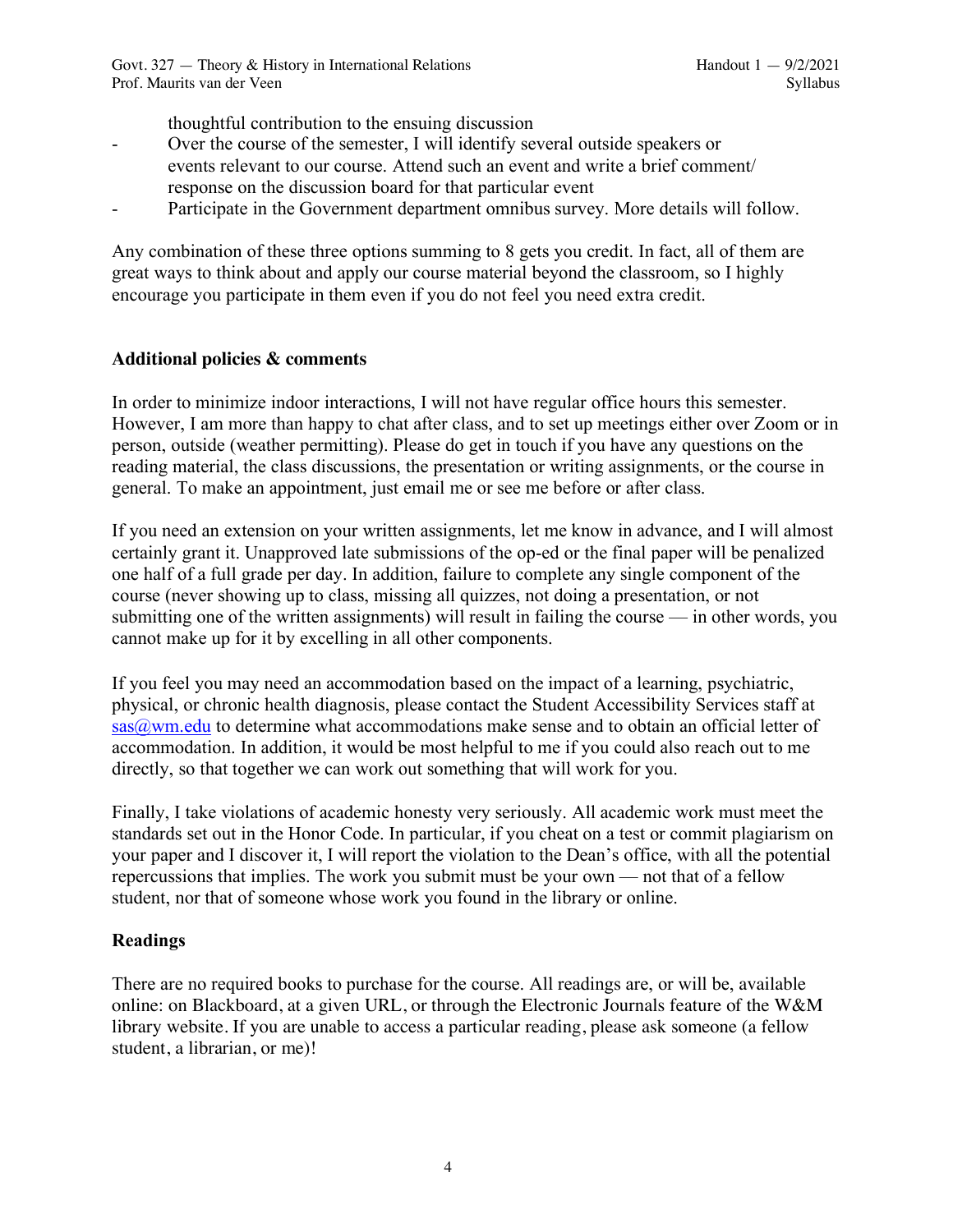thoughtful contribution to the ensuing discussion

- Over the course of the semester, I will identify several outside speakers or events relevant to our course. Attend such an event and write a brief comment/ response on the discussion board for that particular event
- Participate in the Government department omnibus survey. More details will follow.

Any combination of these three options summing to 8 gets you credit. In fact, all of them are great ways to think about and apply our course material beyond the classroom, so I highly encourage you participate in them even if you do not feel you need extra credit.

## Additional policies & comments

In order to minimize indoor interactions, I will not have regular office hours this semester. However, I am more than happy to chat after class, and to set up meetings either over Zoom or in person, outside (weather permitting). Please do get in touch if you have any questions on the reading material, the class discussions, the presentation or writing assignments, or the course in general. To make an appointment, just email me or see me before or after class.

If you need an extension on your written assignments, let me know in advance, and I will almost certainly grant it. Unapproved late submissions of the op-ed or the final paper will be penalized one half of a full grade per day. In addition, failure to complete any single component of the course (never showing up to class, missing all quizzes, not doing a presentation, or not submitting one of the written assignments) will result in failing the course — in other words, you cannot make up for it by excelling in all other components.

If you feel you may need an accommodation based on the impact of a learning, psychiatric, physical, or chronic health diagnosis, please contact the Student Accessibility Services staff at sas@wm.edu to determine what accommodations make sense and to obtain an official letter of accommodation. In addition, it would be most helpful to me if you could also reach out to me directly, so that together we can work out something that will work for you.

Finally, I take violations of academic honesty very seriously. All academic work must meet the standards set out in the Honor Code. In particular, if you cheat on a test or commit plagiarism on your paper and I discover it, I will report the violation to the Dean's office, with all the potential repercussions that implies. The work you submit must be your own — not that of a fellow student, nor that of someone whose work you found in the library or online.

## Readings

There are no required books to purchase for the course. All readings are, or will be, available online: on Blackboard, at a given URL, or through the Electronic Journals feature of the W&M library website. If you are unable to access a particular reading, please ask someone (a fellow student, a librarian, or me)!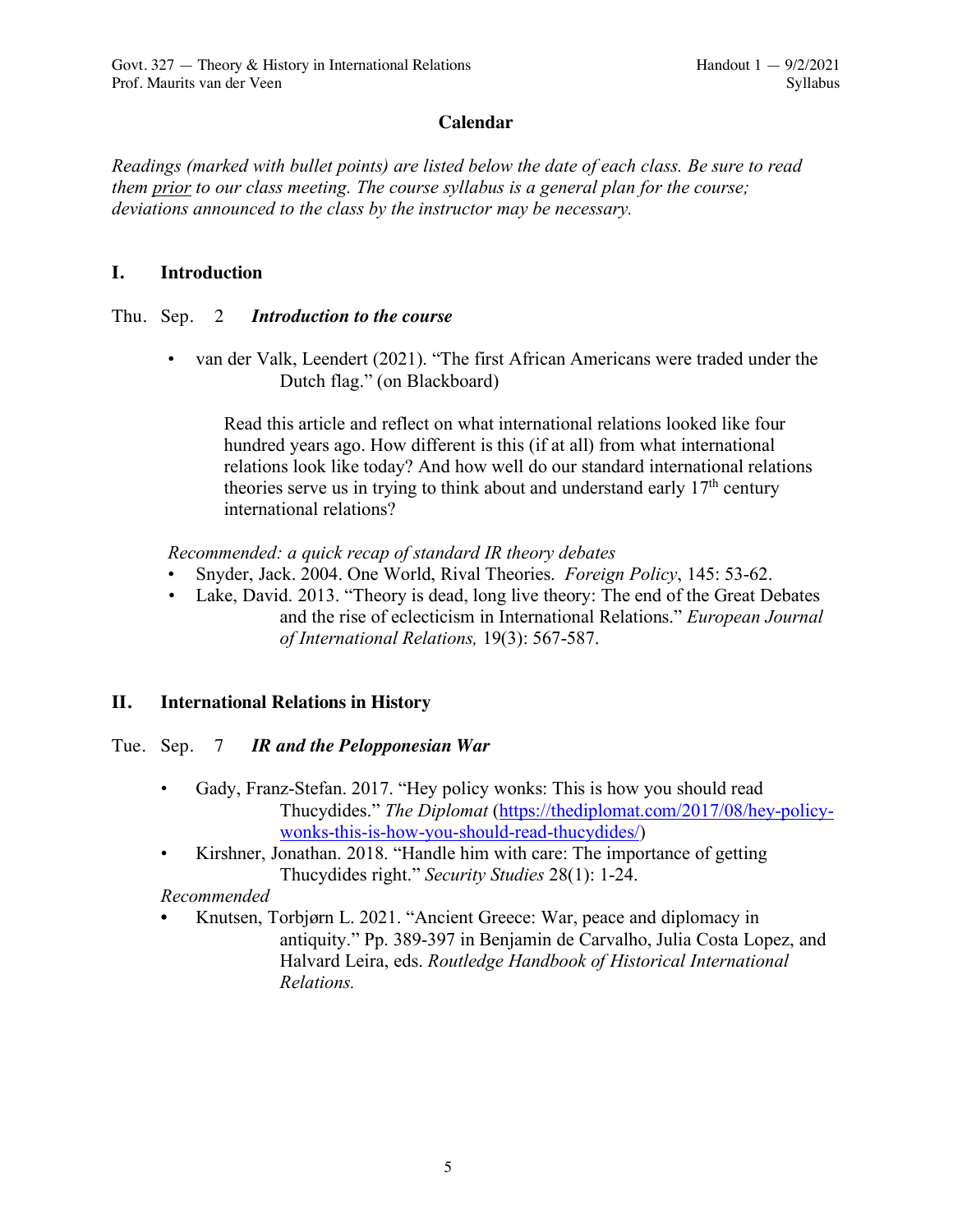## Calendar

*Readings (marked with bullet points) are listed below the date of each class. Be sure to read them prior to our class meeting. The course syllabus is a general plan for the course; deviations announced to the class by the instructor may be necessary.*

## I. Introduction

### Thu. Sep. 2 *Introduction to the course*

- van der Valk, Leendert (2021). "The first African Americans were traded under the Dutch flag." (on Blackboard)

  Read this article and reflect on what international relations looked like four hundred years ago. How different is this (if at all) from what international relations look like today? And how well do our standard international relations theories serve us in trying to think about and understand early 17th century international relations?

*Recommended: a quick recap of standard IR theory debates*

- Snyder, Jack. 2004. One World, Rival Theories. *Foreign Policy*, 145: 53-62.
- Lake, David. 2013. "Theory is dead, long live theory: The end of the Great Debates and the rise of eclecticism in International Relations." *European Journal of International Relations,* 19(3): 567-587.

## II. International Relations in History

### Tue. Sep. 7 *IR and the Pelopponesian War*

- Gady, Franz-Stefan. 2017. "Hey policy wonks: This is how you should read Thucydides." *The Diplomat* (https://thediplomat.com/2017/08/hey-policy-wonks-this-is-how-you-should-read-thucydides/)
- Kirshner, Jonathan. 2018. "Handle him with care: The importance of getting Thucydides right." *Security Studies* 28(1): 1-24.

*Recommended*

- Knutsen, Torbjørn L. 2021. "Ancient Greece: War, peace and diplomacy in antiquity." Pp. 389-397 in Benjamin de Carvalho, Julia Costa Lopez, and Halvard Leira, eds. *Routledge Handbook of Historical International Relations.*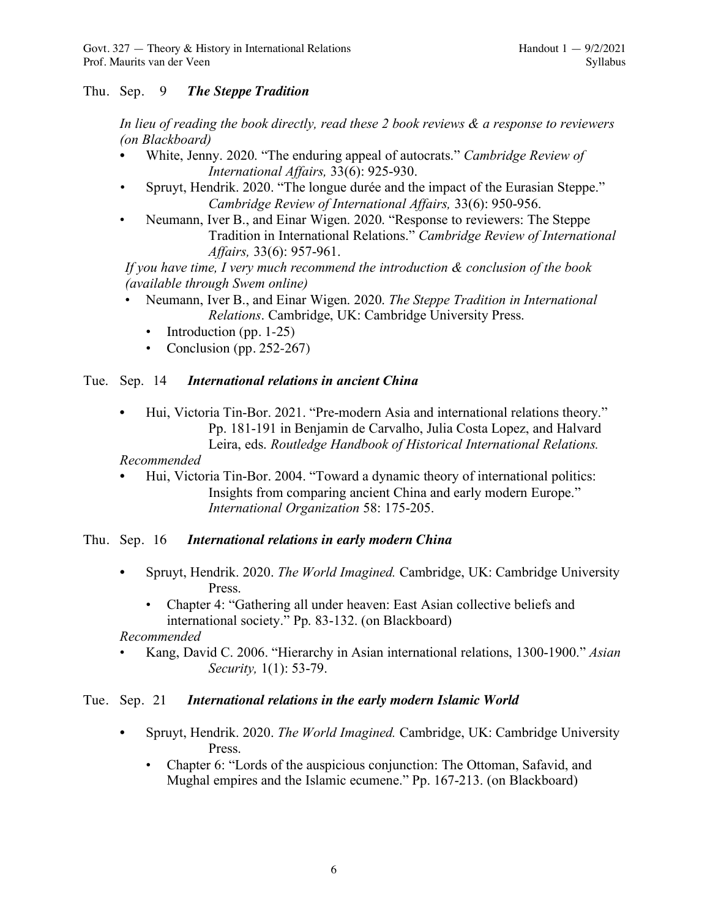### Thu. Sep. 9 ***The Steppe Tradition***

*In lieu of reading the book directly, read these 2 book reviews & a response to reviewers (on Blackboard)*

- White, Jenny. 2020. "The enduring appeal of autocrats." *Cambridge Review of International Affairs,* 33(6): 925-930.
- Spruyt, Hendrik. 2020. "The longue durée and the impact of the Eurasian Steppe." *Cambridge Review of International Affairs,* 33(6): 950-956.
- Neumann, Iver B., and Einar Wigen. 2020. "Response to reviewers: The Steppe Tradition in International Relations." *Cambridge Review of International Affairs,* 33(6): 957-961.

*If you have time, I very much recommend the introduction & conclusion of the book (available through Swem online)*

- Neumann, Iver B., and Einar Wigen. 2020. *The Steppe Tradition in International Relations*. Cambridge, UK: Cambridge University Press.
  - Introduction (pp. 1-25)
  - Conclusion (pp. 252-267)

### Tue. Sep. 14 ***International relations in ancient China***

- Hui, Victoria Tin-Bor. 2021. "Pre-modern Asia and international relations theory." Pp. 181-191 in Benjamin de Carvalho, Julia Costa Lopez, and Halvard Leira, eds. *Routledge Handbook of Historical International Relations.*

*Recommended*

- Hui, Victoria Tin-Bor. 2004. "Toward a dynamic theory of international politics: Insights from comparing ancient China and early modern Europe." *International Organization* 58: 175-205.

### Thu. Sep. 16 ***International relations in early modern China***

- Spruyt, Hendrik. 2020. *The World Imagined.* Cambridge, UK: Cambridge University Press.
  - Chapter 4: "Gathering all under heaven: East Asian collective beliefs and international society." Pp. 83-132. (on Blackboard)

*Recommended*

- Kang, David C. 2006. "Hierarchy in Asian international relations, 1300-1900." *Asian Security,* 1(1): 53-79.

### Tue. Sep. 21 ***International relations in the early modern Islamic World***

- Spruyt, Hendrik. 2020. *The World Imagined.* Cambridge, UK: Cambridge University Press.
  - Chapter 6: "Lords of the auspicious conjunction: The Ottoman, Safavid, and Mughal empires and the Islamic ecumene." Pp. 167-213. (on Blackboard)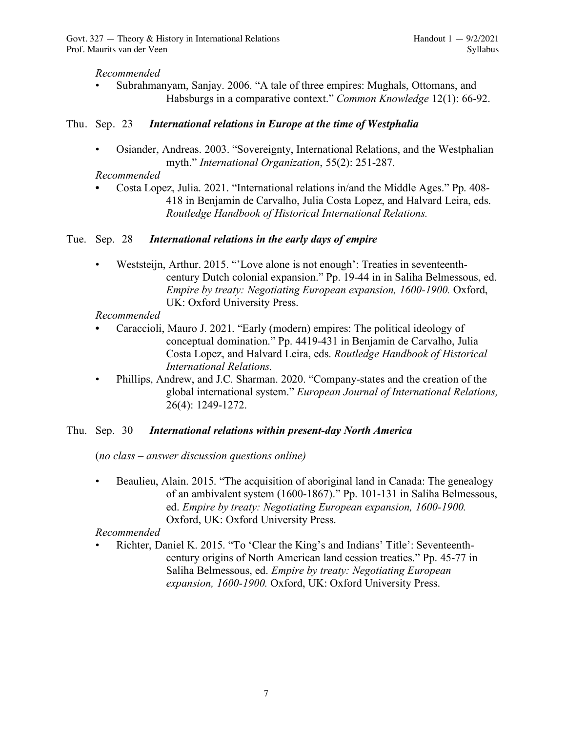*Recommended*

- Subrahmanyam, Sanjay. 2006. "A tale of three empires: Mughals, Ottomans, and Habsburgs in a comparative context." *Common Knowledge* 12(1): 66-92.

### Thu. Sep. 23 ***International relations in Europe at the time of Westphalia***

- Osiander, Andreas. 2003. "Sovereignty, International Relations, and the Westphalian myth." *International Organization*, 55(2): 251-287.

*Recommended*

- Costa Lopez, Julia. 2021. "International relations in/and the Middle Ages." Pp. 408-418 in Benjamin de Carvalho, Julia Costa Lopez, and Halvard Leira, eds. *Routledge Handbook of Historical International Relations.*

### Tue. Sep. 28 ***International relations in the early days of empire***

- Weststeijn, Arthur. 2015. "'Love alone is not enough': Treaties in seventeenth-century Dutch colonial expansion." Pp. 19-44 in in Saliha Belmessous, ed. *Empire by treaty: Negotiating European expansion, 1600-1900.* Oxford, UK: Oxford University Press.

*Recommended*

- Caraccioli, Mauro J. 2021. "Early (modern) empires: The political ideology of conceptual domination." Pp. 4419-431 in Benjamin de Carvalho, Julia Costa Lopez, and Halvard Leira, eds. *Routledge Handbook of Historical International Relations.*
- Phillips, Andrew, and J.C. Sharman. 2020. "Company-states and the creation of the global international system." *European Journal of International Relations,* 26(4): 1249-1272.

### Thu. Sep. 30 ***International relations within present-day North America***

(*no class – answer discussion questions online)*

- Beaulieu, Alain. 2015. "The acquisition of aboriginal land in Canada: The genealogy of an ambivalent system (1600-1867)." Pp. 101-131 in Saliha Belmessous, ed. *Empire by treaty: Negotiating European expansion, 1600-1900.* Oxford, UK: Oxford University Press.

*Recommended*

- Richter, Daniel K. 2015. "To 'Clear the King's and Indians' Title': Seventeenth-century origins of North American land cession treaties." Pp. 45-77 in Saliha Belmessous, ed. *Empire by treaty: Negotiating European expansion, 1600-1900.* Oxford, UK: Oxford University Press.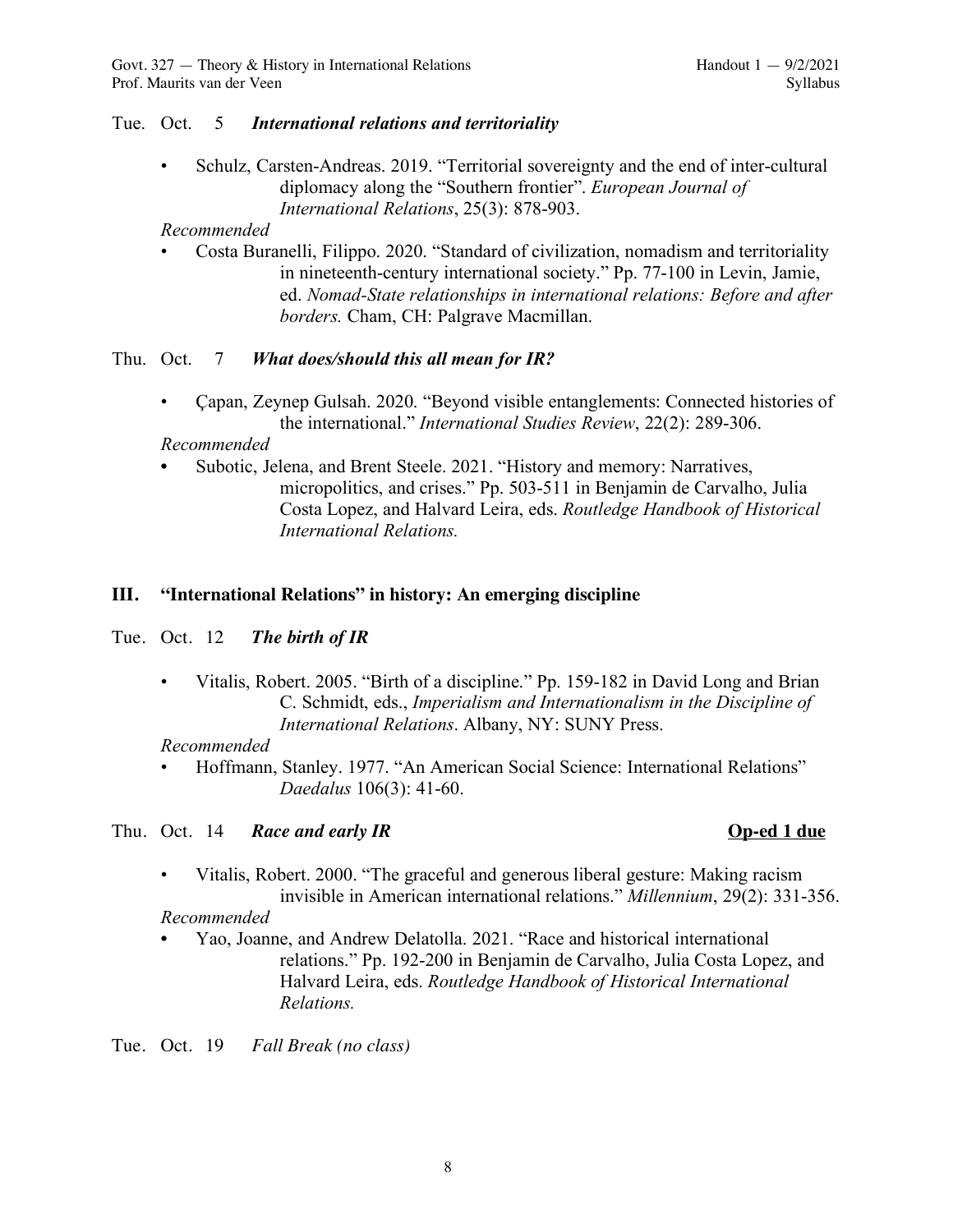Tue. Oct. 5 ***International relations and territoriality***

- Schulz, Carsten-Andreas. 2019. "Territorial sovereignty and the end of inter-cultural diplomacy along the "Southern frontier". *European Journal of International Relations*, 25(3): 878-903.

*Recommended*

- Costa Buranelli, Filippo. 2020. "Standard of civilization, nomadism and territoriality in nineteenth-century international society." Pp. 77-100 in Levin, Jamie, ed. *Nomad-State relationships in international relations: Before and after borders.* Cham, CH: Palgrave Macmillan.

Thu. Oct. 7 ***What does/should this all mean for IR?***

- Çapan, Zeynep Gulsah. 2020. "Beyond visible entanglements: Connected histories of the international." *International Studies Review*, 22(2): 289-306.

*Recommended*

- Subotic, Jelena, and Brent Steele. 2021. "History and memory: Narratives, micropolitics, and crises." Pp. 503-511 in Benjamin de Carvalho, Julia Costa Lopez, and Halvard Leira, eds. *Routledge Handbook of Historical International Relations.*

## III. "International Relations" in history: An emerging discipline

Tue. Oct. 12 ***The birth of IR***

- Vitalis, Robert. 2005. "Birth of a discipline." Pp. 159-182 in David Long and Brian C. Schmidt, eds., *Imperialism and Internationalism in the Discipline of International Relations*. Albany, NY: SUNY Press.

*Recommended*

- Hoffmann, Stanley. 1977. "An American Social Science: International Relations" *Daedalus* 106(3): 41-60.

Thu. Oct. 14 ***Race and early IR*** **<u>Op-ed 1 due</u>**

- Vitalis, Robert. 2000. "The graceful and generous liberal gesture: Making racism invisible in American international relations." *Millennium*, 29(2): 331-356.

*Recommended*

- Yao, Joanne, and Andrew Delatolla. 2021. "Race and historical international relations." Pp. 192-200 in Benjamin de Carvalho, Julia Costa Lopez, and Halvard Leira, eds. *Routledge Handbook of Historical International Relations.*

Tue. Oct. 19 *Fall Break (no class)*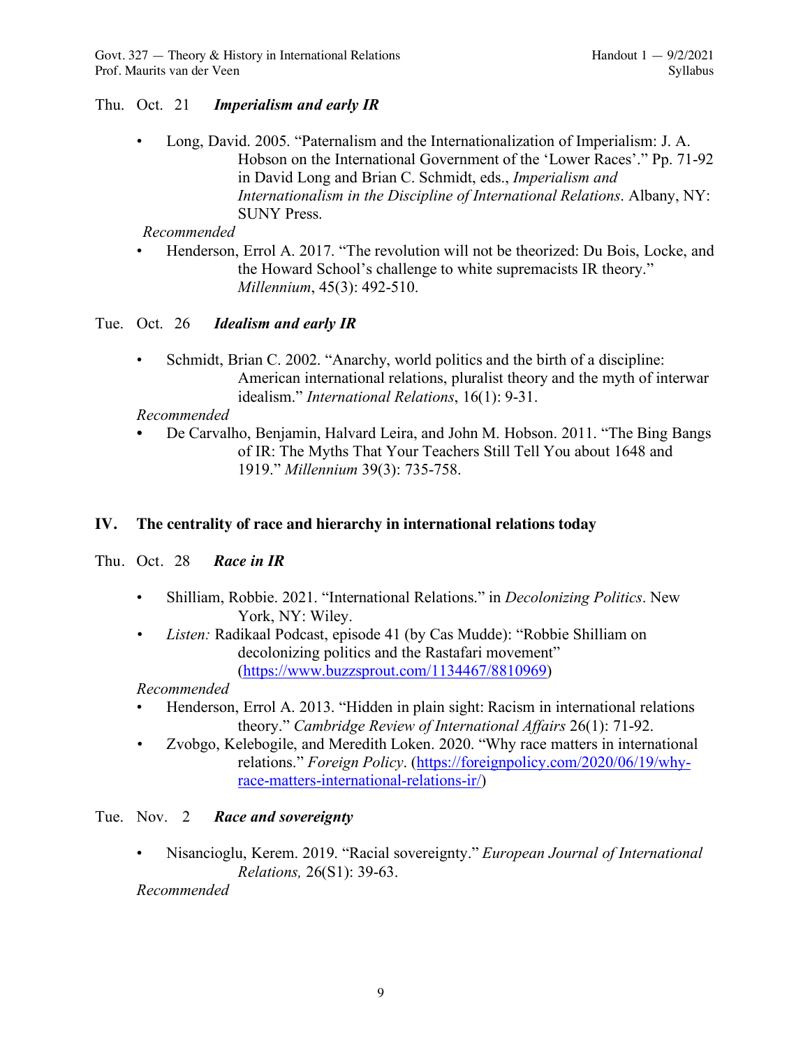Thu. Oct. 21 ***Imperialism and early IR***

- Long, David. 2005. "Paternalism and the Internationalization of Imperialism: J. A. Hobson on the International Government of the 'Lower Races'." Pp. 71-92 in David Long and Brian C. Schmidt, eds., *Imperialism and Internationalism in the Discipline of International Relations*. Albany, NY: SUNY Press.

*Recommended*

- Henderson, Errol A. 2017. "The revolution will not be theorized: Du Bois, Locke, and the Howard School's challenge to white supremacists IR theory." *Millennium*, 45(3): 492-510.

Tue. Oct. 26 ***Idealism and early IR***

- Schmidt, Brian C. 2002. "Anarchy, world politics and the birth of a discipline: American international relations, pluralist theory and the myth of interwar idealism." *International Relations*, 16(1): 9-31.

*Recommended*

- De Carvalho, Benjamin, Halvard Leira, and John M. Hobson. 2011. "The Bing Bangs of IR: The Myths That Your Teachers Still Tell You about 1648 and 1919." *Millennium* 39(3): 735-758.

## IV. The centrality of race and hierarchy in international relations today

Thu. Oct. 28 ***Race in IR***

- Shilliam, Robbie. 2021. "International Relations." in *Decolonizing Politics*. New York, NY: Wiley.
- *Listen:* Radikaal Podcast, episode 41 (by Cas Mudde): "Robbie Shilliam on decolonizing politics and the Rastafari movement" (https://www.buzzsprout.com/1134467/8810969)

*Recommended*

- Henderson, Errol A. 2013. "Hidden in plain sight: Racism in international relations theory." *Cambridge Review of International Affairs* 26(1): 71-92.
- Zvobgo, Kelebogile, and Meredith Loken. 2020. "Why race matters in international relations." *Foreign Policy*. (https://foreignpolicy.com/2020/06/19/why-race-matters-international-relations-ir/)

Tue. Nov. 2 ***Race and sovereignty***

- Nisancioglu, Kerem. 2019. "Racial sovereignty." *European Journal of International Relations,* 26(S1): 39-63.

*Recommended*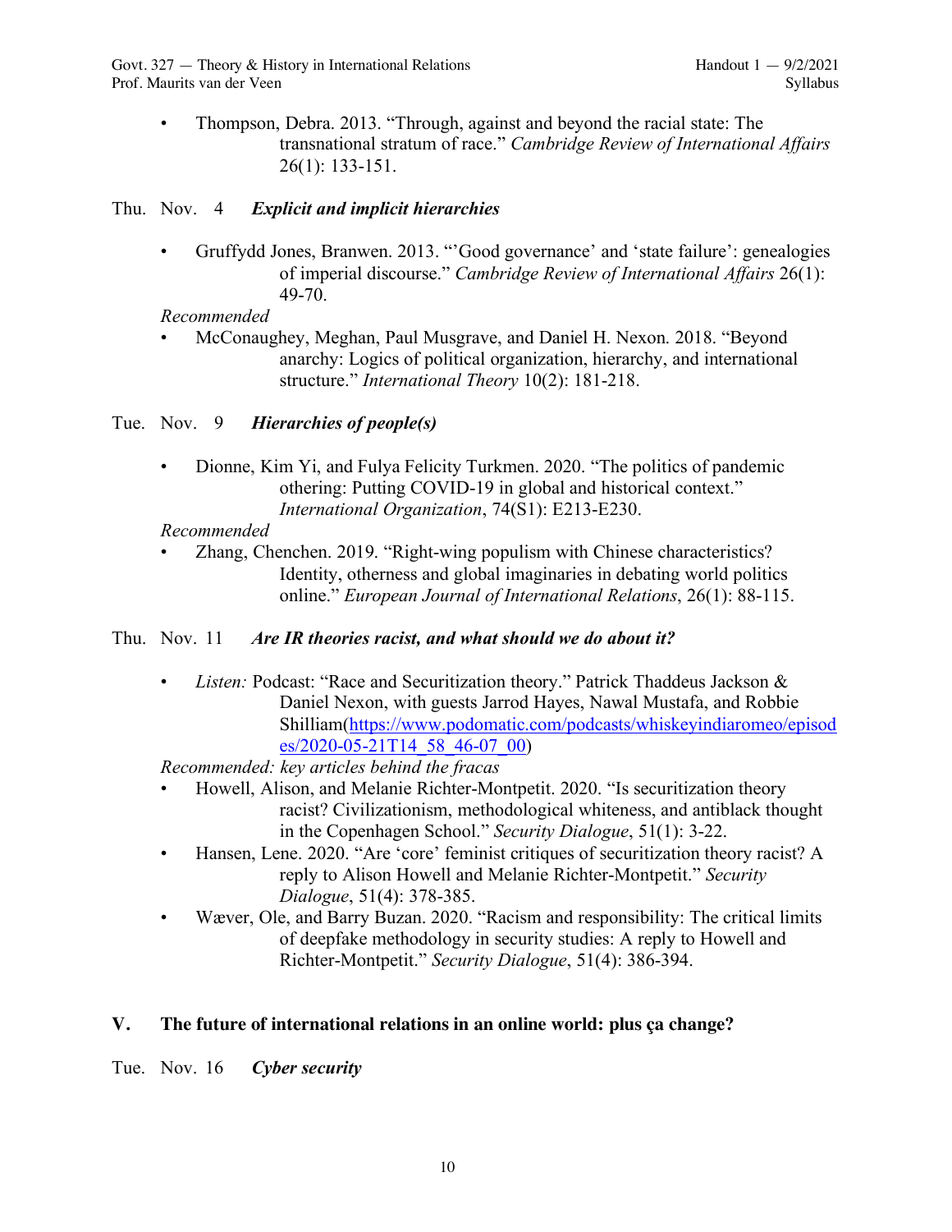- Thompson, Debra. 2013. "Through, against and beyond the racial state: The transnational stratum of race." *Cambridge Review of International Affairs* 26(1): 133-151.

Thu. Nov. 4 ***Explicit and implicit hierarchies***

- Gruffydd Jones, Branwen. 2013. "'Good governance' and 'state failure': genealogies of imperial discourse." *Cambridge Review of International Affairs* 26(1): 49-70.

*Recommended*

- McConaughey, Meghan, Paul Musgrave, and Daniel H. Nexon. 2018. "Beyond anarchy: Logics of political organization, hierarchy, and international structure." *International Theory* 10(2): 181-218.

Tue. Nov. 9 ***Hierarchies of people(s)***

- Dionne, Kim Yi, and Fulya Felicity Turkmen. 2020. "The politics of pandemic othering: Putting COVID-19 in global and historical context." *International Organization*, 74(S1): E213-E230.

*Recommended*

- Zhang, Chenchen. 2019. "Right-wing populism with Chinese characteristics? Identity, otherness and global imaginaries in debating world politics online." *European Journal of International Relations*, 26(1): 88-115.

Thu. Nov. 11 ***Are IR theories racist, and what should we do about it?***

- *Listen:* Podcast: "Race and Securitization theory." Patrick Thaddeus Jackson & Daniel Nexon, with guests Jarrod Hayes, Nawal Mustafa, and Robbie Shilliam(https://www.podomatic.com/podcasts/whiskeyindiaromeo/episodes/2020-05-21T14_58_46-07_00)

*Recommended: key articles behind the fracas*

- Howell, Alison, and Melanie Richter-Montpetit. 2020. "Is securitization theory racist? Civilizationism, methodological whiteness, and antiblack thought in the Copenhagen School." *Security Dialogue*, 51(1): 3-22.
- Hansen, Lene. 2020. "Are 'core' feminist critiques of securitization theory racist? A reply to Alison Howell and Melanie Richter-Montpetit." *Security Dialogue*, 51(4): 378-385.
- Wæver, Ole, and Barry Buzan. 2020. "Racism and responsibility: The critical limits of deepfake methodology in security studies: A reply to Howell and Richter-Montpetit." *Security Dialogue*, 51(4): 386-394.

## V. The future of international relations in an online world: plus ça change?

Tue. Nov. 16 ***Cyber security***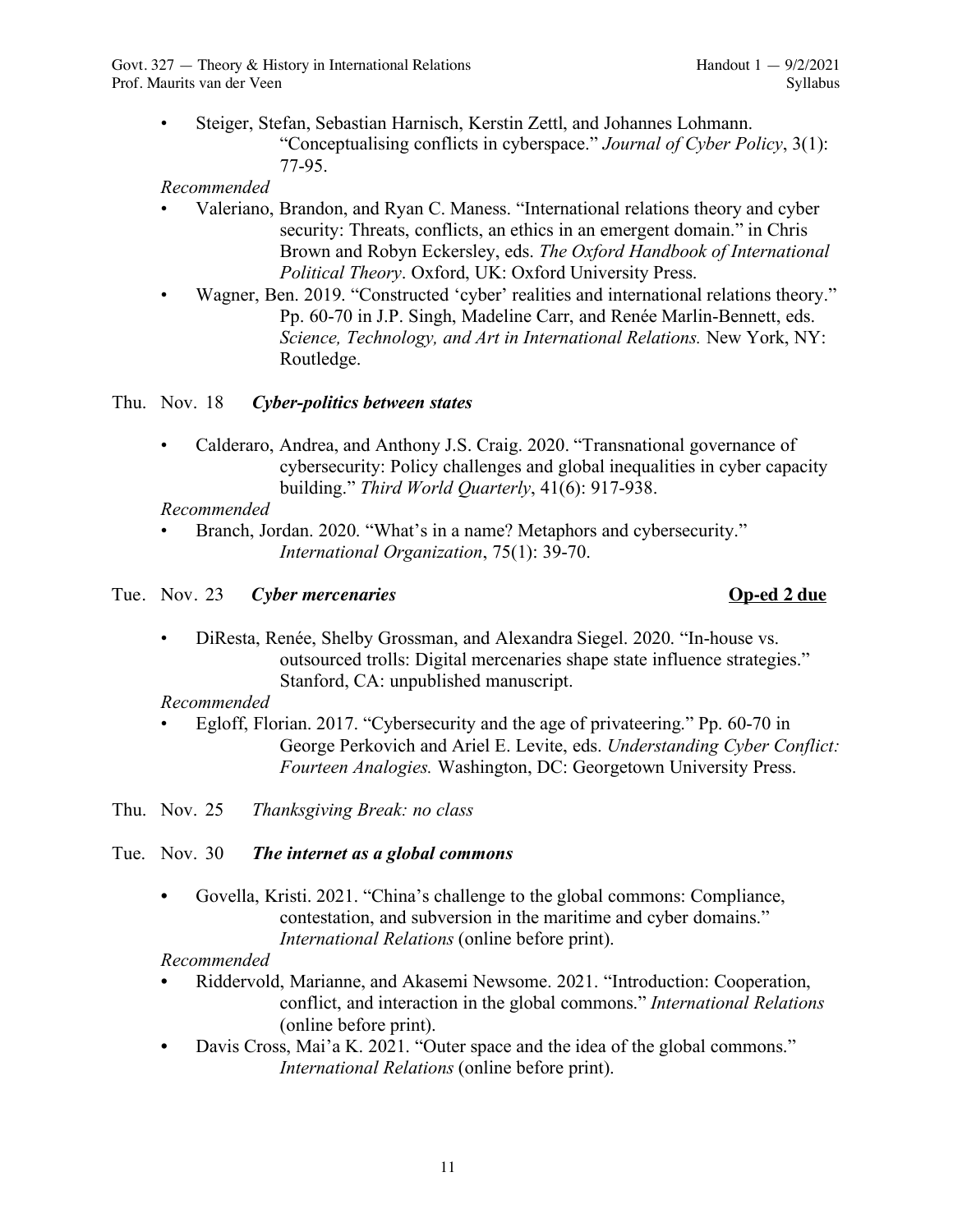- Steiger, Stefan, Sebastian Harnisch, Kerstin Zettl, and Johannes Lohmann. "Conceptualising conflicts in cyberspace." *Journal of Cyber Policy*, 3(1): 77-95.

*Recommended*

- Valeriano, Brandon, and Ryan C. Maness. "International relations theory and cyber security: Threats, conflicts, an ethics in an emergent domain." in Chris Brown and Robyn Eckersley, eds. *The Oxford Handbook of International Political Theory*. Oxford, UK: Oxford University Press.
- Wagner, Ben. 2019. "Constructed 'cyber' realities and international relations theory." Pp. 60-70 in J.P. Singh, Madeline Carr, and Renée Marlin-Bennett, eds. *Science, Technology, and Art in International Relations.* New York, NY: Routledge.

Thu. Nov. 18 ***Cyber-politics between states***

- Calderaro, Andrea, and Anthony J.S. Craig. 2020. "Transnational governance of cybersecurity: Policy challenges and global inequalities in cyber capacity building." *Third World Quarterly*, 41(6): 917-938.

*Recommended*

- Branch, Jordan. 2020. "What's in a name? Metaphors and cybersecurity." *International Organization*, 75(1): 39-70.

Tue. Nov. 23 ***Cyber mercenaries*** **Op-ed 2 due**

- DiResta, Renée, Shelby Grossman, and Alexandra Siegel. 2020. "In-house vs. outsourced trolls: Digital mercenaries shape state influence strategies." Stanford, CA: unpublished manuscript.

*Recommended*

- Egloff, Florian. 2017. "Cybersecurity and the age of privateering." Pp. 60-70 in George Perkovich and Ariel E. Levite, eds. *Understanding Cyber Conflict: Fourteen Analogies.* Washington, DC: Georgetown University Press.

Thu. Nov. 25 *Thanksgiving Break: no class*

Tue. Nov. 30 ***The internet as a global commons***

- Govella, Kristi. 2021. "China's challenge to the global commons: Compliance, contestation, and subversion in the maritime and cyber domains." *International Relations* (online before print).

*Recommended*

- Riddervold, Marianne, and Akasemi Newsome. 2021. "Introduction: Cooperation, conflict, and interaction in the global commons." *International Relations* (online before print).
- Davis Cross, Mai'a K. 2021. "Outer space and the idea of the global commons." *International Relations* (online before print).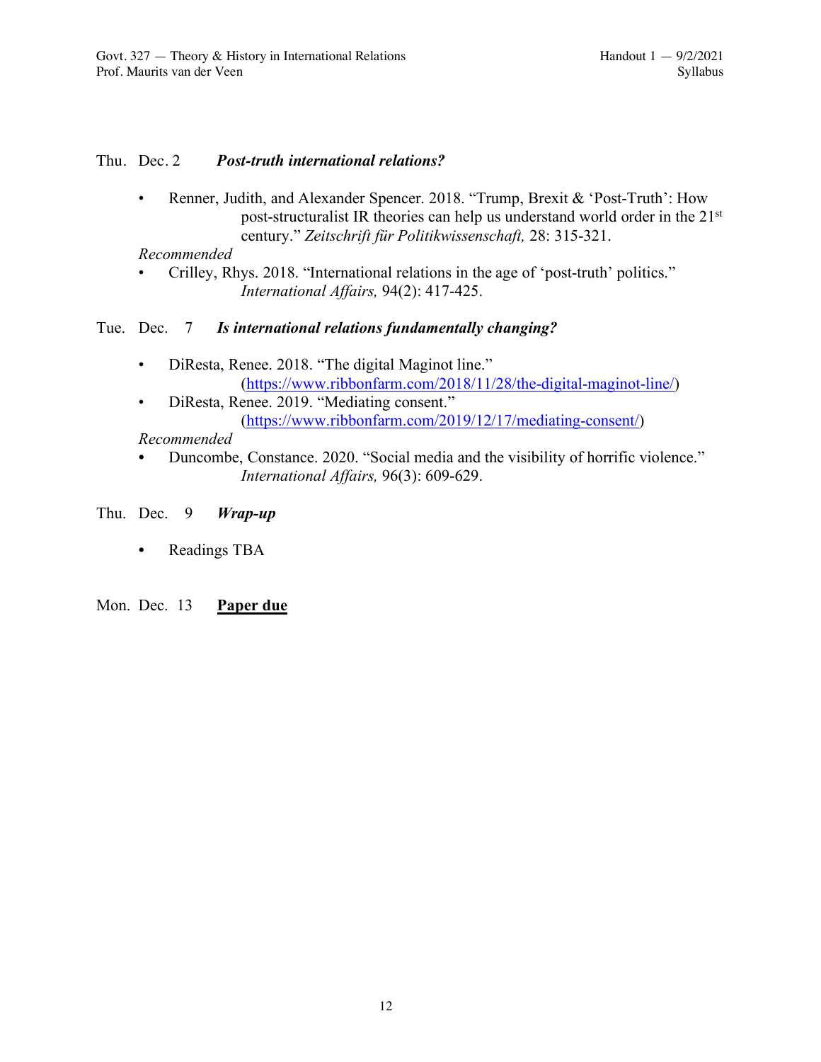Thu. Dec. 2 ***Post-truth international relations?***

- Renner, Judith, and Alexander Spencer. 2018. "Trump, Brexit & 'Post-Truth': How post-structuralist IR theories can help us understand world order in the 21st century." *Zeitschrift für Politikwissenschaft,* 28: 315-321.

*Recommended*

- Crilley, Rhys. 2018. "International relations in the age of 'post-truth' politics." *International Affairs,* 94(2): 417-425.

Tue. Dec. 7 ***Is international relations fundamentally changing?***

- DiResta, Renee. 2018. "The digital Maginot line." (https://www.ribbonfarm.com/2018/11/28/the-digital-maginot-line/)
- DiResta, Renee. 2019. "Mediating consent." (https://www.ribbonfarm.com/2019/12/17/mediating-consent/)

*Recommended*

- Duncombe, Constance. 2020. "Social media and the visibility of horrific violence." *International Affairs,* 96(3): 609-629.

Thu. Dec. 9 ***Wrap-up***

- Readings TBA

Mon. Dec. 13 **Paper due**